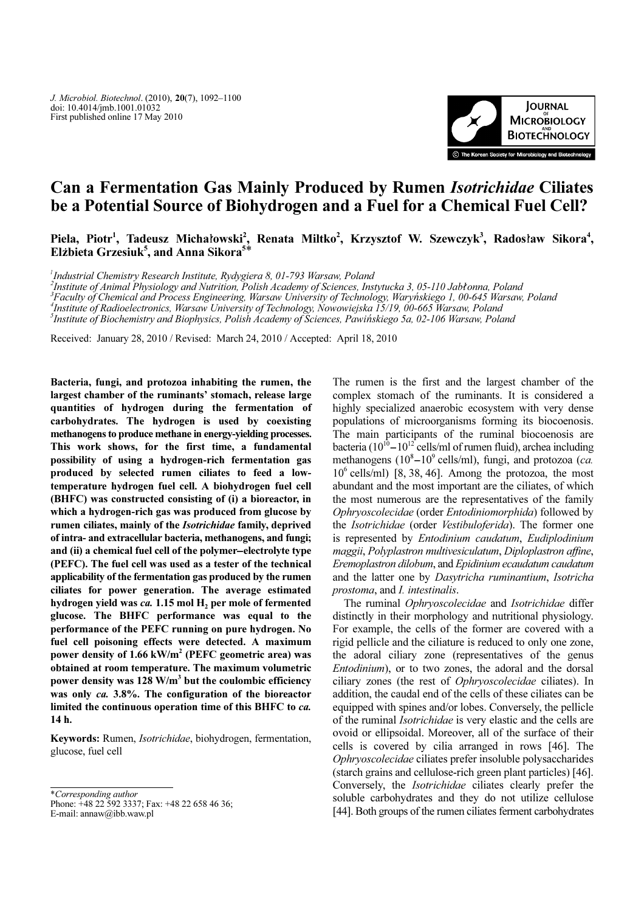J. Microbiol. Biotechnol. (2010), 20(7), 1092–1100
doi: 10.4014/jmb.1001.01032
First published online 17 May 2010

# Can a Fermentation Gas Mainly Produced by Rumen *Isotrichidae* Ciliates be a Potential Source of Biohydrogen and a Fuel for a Chemical Fuel Cell?

**Piela, Piotr[1], Tadeusz Michałowski[2], Renata Miltko[2], Krzysztof W. Szewczyk[3], Radosław Sikora[4], Elżbieta Grzesiuk[5], and Anna Sikora[5]***

[1]*Industrial Chemistry Research Institute, Rydygiera 8, 01-793 Warsaw, Poland*
[2]*Institute of Animal Physiology and Nutrition, Polish Academy of Sciences, Instytucka 3, 05-110 Jabłonna, Poland*
[3]*Faculty of Chemical and Process Engineering, Warsaw University of Technology, Waryńskiego 1, 00-645 Warsaw, Poland*
[4]*Institute of Radioelectronics, Warsaw University of Technology, Nowowiejska 15/19, 00-665 Warsaw, Poland*
[5]*Institute of Biochemistry and Biophysics, Polish Academy of Sciences, Pawińskiego 5a, 02-106 Warsaw, Poland*

Received: January 28, 2010 / Revised: March 24, 2010 / Accepted: April 18, 2010

**Bacteria, fungi, and protozoa inhabiting the rumen, the largest chamber of the ruminants' stomach, release large quantities of hydrogen during the fermentation of carbohydrates. The hydrogen is used by coexisting methanogens to produce methane in energy-yielding processes. This work shows, for the first time, a fundamental possibility of using a hydrogen-rich fermentation gas produced by selected rumen ciliates to feed a low-temperature hydrogen fuel cell. A biohydrogen fuel cell (BHFC) was constructed consisting of (i) a bioreactor, in which a hydrogen-rich gas was produced from glucose by rumen ciliates, mainly of the *Isotrichidae* family, deprived of intra- and extracellular bacteria, methanogens, and fungi; and (ii) a chemical fuel cell of the polymer–electrolyte type (PEFC). The fuel cell was used as a tester of the technical applicability of the fermentation gas produced by the rumen ciliates for power generation. The average estimated hydrogen yield was *ca.* 1.15 mol $H_2$ per mole of fermented glucose. The BHFC performance was equal to the performance of the PEFC running on pure hydrogen. No fuel cell poisoning effects were detected. A maximum power density of 1.66 kW/m$^2$ (PEFC geometric area) was obtained at room temperature. The maximum volumetric power density was 128 W/m$^3$ but the coulombic efficiency was only *ca.* 3.8%. The configuration of the bioreactor limited the continuous operation time of this BHFC to *ca.* 14 h.**

**Keywords:** Rumen, *Isotrichidae*, biohydrogen, fermentation, glucose, fuel cell

\*Corresponding author
Phone: +48 22 592 3337; Fax: +48 22 658 46 36;
E-mail: annaw@ibb.waw.pl

The rumen is the first and the largest chamber of the complex stomach of the ruminants. It is considered a highly specialized anaerobic ecosystem with very dense populations of microorganisms forming its biocoenosis. The main participants of the ruminal biocoenosis are bacteria ($10^{10}$–$10^{12}$ cells/ml of rumen fluid), archea including methanogens ($10^8$–$10^9$ cells/ml), fungi, and protozoa (*ca.* $10^6$ cells/ml) [8, 38, 46]. Among the protozoa, the most abundant and the most important are the ciliates, of which the most numerous are the representatives of the family *Ophryoscolecidae* (order *Entodiniomorphida*) followed by the *Isotrichidae* (order *Vestibuloferida*). The former one is represented by *Entodinium caudatum*, *Eudiplodinium maggii*, *Polyplastron multivesiculatum*, *Diploplastron affine*, *Eremoplastron dilobum*, and *Epidinium ecaudatum caudatum* and the latter one by *Dasytricha ruminantium*, *Isotricha prostoma*, and *I. intestinalis*.

The ruminal *Ophryoscolecidae* and *Isotrichidae* differ distinctly in their morphology and nutritional physiology. For example, the cells of the former are covered with a rigid pellicle and the ciliature is reduced to only one zone, the adoral ciliary zone (representatives of the genus *Entodinium*), or to two zones, the adoral and the dorsal ciliary zones (the rest of *Ophryoscolecidae* ciliates). In addition, the caudal end of the cells of these ciliates can be equipped with spines and/or lobes. Conversely, the pellicle of the ruminal *Isotrichidae* is very elastic and the cells are ovoid or ellipsoidal. Moreover, all of the surface of their cells is covered by cilia arranged in rows [46]. The *Ophryoscolecidae* ciliates prefer insoluble polysaccharides (starch grains and cellulose-rich green plant particles) [46]. Conversely, the *Isotrichidae* ciliates clearly prefer the soluble carbohydrates and they do not utilize cellulose [44]. Both groups of the rumen ciliates ferment carbohydrates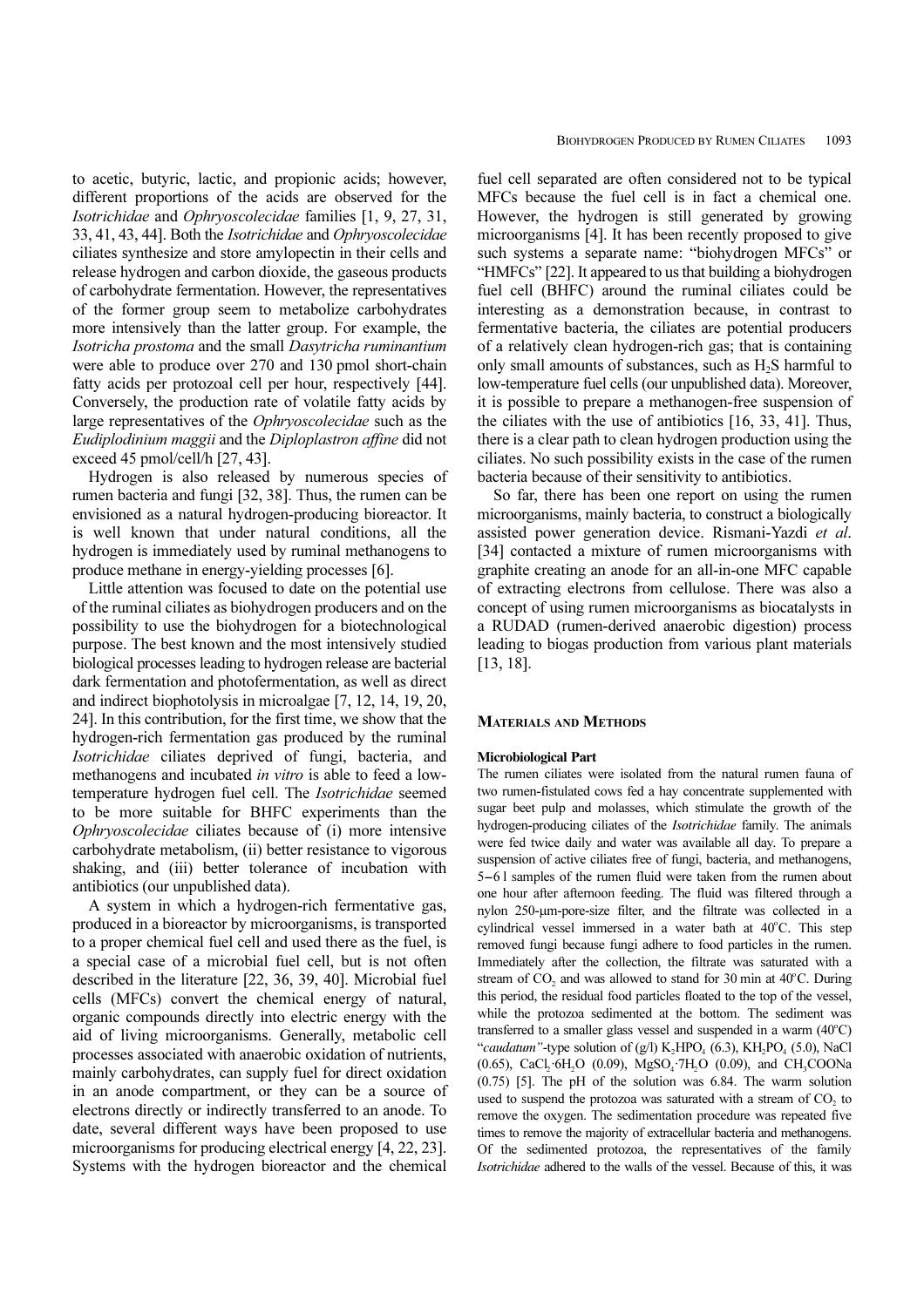to acetic, butyric, lactic, and propionic acids; however, different proportions of the acids are observed for the *Isotrichidae* and *Ophryoscolecidae* families [1, 9, 27, 31, 33, 41, 43, 44]. Both the *Isotrichidae* and *Ophryoscolecidae* ciliates synthesize and store amylopectin in their cells and release hydrogen and carbon dioxide, the gaseous products of carbohydrate fermentation. However, the representatives of the former group seem to metabolize carbohydrates more intensively than the latter group. For example, the *Isotricha prostoma* and the small *Dasytricha ruminantium* were able to produce over 270 and 130 pmol short-chain fatty acids per protozoal cell per hour, respectively [44]. Conversely, the production rate of volatile fatty acids by large representatives of the *Ophryoscolecidae* such as the *Eudiplodinium maggii* and the *Diploplastron affine* did not exceed 45 pmol/cell/h [27, 43].

Hydrogen is also released by numerous species of rumen bacteria and fungi [32, 38]. Thus, the rumen can be envisioned as a natural hydrogen-producing bioreactor. It is well known that under natural conditions, all the hydrogen is immediately used by ruminal methanogens to produce methane in energy-yielding processes [6].

Little attention was focused to date on the potential use of the ruminal ciliates as biohydrogen producers and on the possibility to use the biohydrogen for a biotechnological purpose. The best known and the most intensively studied biological processes leading to hydrogen release are bacterial dark fermentation and photofermentation, as well as direct and indirect biophotolysis in microalgae [7, 12, 14, 19, 20, 24]. In this contribution, for the first time, we show that the hydrogen-rich fermentation gas produced by the ruminal *Isotrichidae* ciliates deprived of fungi, bacteria, and methanogens and incubated *in vitro* is able to feed a low-temperature hydrogen fuel cell. The *Isotrichidae* seemed to be more suitable for BHFC experiments than the *Ophryoscolecidae* ciliates because of (i) more intensive carbohydrate metabolism, (ii) better resistance to vigorous shaking, and (iii) better tolerance of incubation with antibiotics (our unpublished data).

A system in which a hydrogen-rich fermentative gas, produced in a bioreactor by microorganisms, is transported to a proper chemical fuel cell and used there as the fuel, is a special case of a microbial fuel cell, but is not often described in the literature [22, 36, 39, 40]. Microbial fuel cells (MFCs) convert the chemical energy of natural, organic compounds directly into electric energy with the aid of living microorganisms. Generally, metabolic cell processes associated with anaerobic oxidation of nutrients, mainly carbohydrates, can supply fuel for direct oxidation in an anode compartment, or they can be a source of electrons directly or indirectly transferred to an anode. To date, several different ways have been proposed to use microorganisms for producing electrical energy [4, 22, 23]. Systems with the hydrogen bioreactor and the chemical fuel cell separated are often considered not to be typical MFCs because the fuel cell is in fact a chemical one. However, the hydrogen is still generated by growing microorganisms [4]. It has been recently proposed to give such systems a separate name: "biohydrogen MFCs" or "HMFCs" [22]. It appeared to us that building a biohydrogen fuel cell (BHFC) around the ruminal ciliates could be interesting as a demonstration because, in contrast to fermentative bacteria, the ciliates are potential producers of a relatively clean hydrogen-rich gas; that is containing only small amounts of substances, such as $H_2S$ harmful to low-temperature fuel cells (our unpublished data). Moreover, it is possible to prepare a methanogen-free suspension of the ciliates with the use of antibiotics [16, 33, 41]. Thus, there is a clear path to clean hydrogen production using the ciliates. No such possibility exists in the case of the rumen bacteria because of their sensitivity to antibiotics.

So far, there has been one report on using the rumen microorganisms, mainly bacteria, to construct a biologically assisted power generation device. Rismani-Yazdi *et al*. [34] contacted a mixture of rumen microorganisms with graphite creating an anode for an all-in-one MFC capable of extracting electrons from cellulose. There was also a concept of using rumen microorganisms as biocatalysts in a RUDAD (rumen-derived anaerobic digestion) process leading to biogas production from various plant materials [13, 18].

## Materials and Methods

### Microbiological Part

The rumen ciliates were isolated from the natural rumen fauna of two rumen-fistulated cows fed a hay concentrate supplemented with sugar beet pulp and molasses, which stimulate the growth of the hydrogen-producing ciliates of the *Isotrichidae* family. The animals were fed twice daily and water was available all day. To prepare a suspension of active ciliates free of fungi, bacteria, and methanogens, 5–6 l samples of the rumen fluid were taken from the rumen about one hour after afternoon feeding. The fluid was filtered through a nylon 250-μm-pore-size filter, and the filtrate was collected in a cylindrical vessel immersed in a water bath at 40°C. This step removed fungi because fungi adhere to food particles in the rumen. Immediately after the collection, the filtrate was saturated with a stream of $CO_2$ and was allowed to stand for 30 min at 40°C. During this period, the residual food particles floated to the top of the vessel, while the protozoa sedimented at the bottom. The sediment was transferred to a smaller glass vessel and suspended in a warm (40°C) "*caudatum*"-type solution of (g/l) $K_2HPO_4$ (6.3), $KH_2PO_4$ (5.0), NaCl (0.65), $CaCl_2{\cdot}6H_2O$ (0.09), $MgSO_4{\cdot}7H_2O$ (0.09), and $CH_3COONa$ (0.75) [5]. The pH of the solution was 6.84. The warm solution used to suspend the protozoa was saturated with a stream of $CO_2$ to remove the oxygen. The sedimentation procedure was repeated five times to remove the majority of extracellular bacteria and methanogens. Of the sedimented protozoa, the representatives of the family *Isotrichidae* adhered to the walls of the vessel. Because of this, it was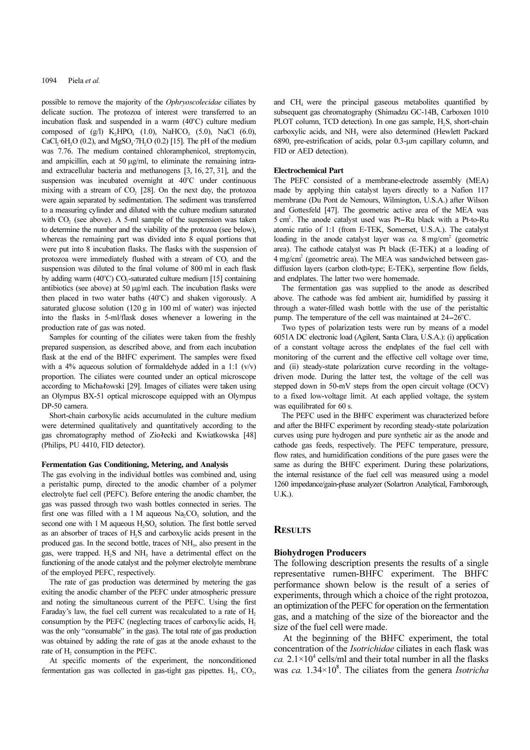possible to remove the majority of the *Ophryoscolecidae* ciliates by delicate suction. The protozoa of interest were transferred to an incubation flask and suspended in a warm (40°C) culture medium composed of (g/l) $K_2HPO_4$ (1.0), $NaHCO_3$ (5.0), NaCl (6.0), $CaCl_2{\cdot}6H_2O$ (0.2), and $MgSO_4{\cdot}7H_2O$ (0.2) [15]. The pH of the medium was 7.76. The medium contained chloramphenicol, streptomycin, and ampicillin, each at 50 μg/ml, to eliminate the remaining intra- and extracellular bacteria and methanogens [3, 16, 27, 31], and the suspension was incubated overnight at 40°C under continuous mixing with a stream of $CO_2$ [28]. On the next day, the protozoa were again separated by sedimentation. The sediment was transferred to a measuring cylinder and diluted with the culture medium saturated with $CO_2$ (see above). A 5-ml sample of the suspension was taken to determine the number and the viability of the protozoa (see below), whereas the remaining part was divided into 8 equal portions that were put into 8 incubation flasks. The flasks with the suspension of protozoa were immediately flushed with a stream of $CO_2$ and the suspension was diluted to the final volume of 800 ml in each flask by adding warm (40°C) $CO_2$-saturated culture medium [15] containing antibiotics (see above) at 50 μg/ml each. The incubation flasks were then placed in two water baths (40°C) and shaken vigorously. A saturated glucose solution (120 g in 100 ml of water) was injected into the flasks in 5-ml/flask doses whenever a lowering in the production rate of gas was noted.

Samples for counting of the ciliates were taken from the freshly prepared suspension, as described above, and from each incubation flask at the end of the BHFC experiment. The samples were fixed with a 4% aqueous solution of formaldehyde added in a 1:1 (v/v) proportion. The ciliates were counted under an optical microscope according to Michałowski [29]. Images of ciliates were taken using an Olympus BX-51 optical microscope equipped with an Olympus DP-50 camera.

Short-chain carboxylic acids accumulated in the culture medium were determined qualitatively and quantitatively according to the gas chromatography method of Ziołecki and Kwiatkowska [48] (Philips, PU 4410, FID detector).

#### Fermentation Gas Conditioning, Metering, and Analysis

The gas evolving in the individual bottles was combined and, using a peristaltic pump, directed to the anodic chamber of a polymer electrolyte fuel cell (PEFC). Before entering the anodic chamber, the gas was passed through two wash bottles connected in series. The first one was filled with a 1 M aqueous $Na_2CO_3$ solution, and the second one with 1 M aqueous $H_2SO_4$ solution. The first bottle served as an absorber of traces of $H_2S$ and carboxylic acids present in the produced gas. In the second bottle, traces of $NH_3$, also present in the gas, were trapped. $H_2S$ and $NH_3$ have a detrimental effect on the functioning of the anode catalyst and the polymer electrolyte membrane of the employed PEFC, respectively.

The rate of gas production was determined by metering the gas exiting the anodic chamber of the PEFC under atmospheric pressure and noting the simultaneous current of the PEFC. Using the first Faraday's law, the fuel cell current was recalculated to a rate of $H_2$ consumption by the PEFC (neglecting traces of carboxylic acids, $H_2$ was the only "consumable" in the gas). The total rate of gas production was obtained by adding the rate of gas at the anode exhaust to the rate of $H_2$ consumption in the PEFC.

At specific moments of the experiment, the nonconditioned fermentation gas was collected in gas-tight gas pipettes. $H_2$, $CO_2$, and $CH_4$ were the principal gaseous metabolites quantified by subsequent gas chromatography (Shimadzu GC-14B, Carboxen 1010 PLOT column, TCD detection). In one gas sample, $H_2S$, short-chain carboxylic acids, and $NH_3$ were also determined (Hewlett Packard 6890, pre-estrification of acids, polar 0.3-μm capillary column, and FID or AED detection).

#### Electrochemical Part

The PEFC consisted of a membrane-electrode assembly (MEA) made by applying thin catalyst layers directly to a Nafion 117 membrane (Du Pont de Nemours, Wilmington, U.S.A.) after Wilson and Gottesfeld [47]. The geometric active area of the MEA was 5 $cm^2$. The anode catalyst used was Pt–Ru black with a Pt-to-Ru atomic ratio of 1:1 (from E-TEK, Somerset, U.S.A.). The catalyst loading in the anode catalyst layer was *ca.* 8 $mg/cm^2$ (geometric area). The cathode catalyst was Pt black (E-TEK) at a loading of 4 $mg/cm^2$ (geometric area). The MEA was sandwiched between gas-diffusion layers (carbon cloth-type; E-TEK), serpentine flow fields, and endplates. The latter two were homemade.

The fermentation gas was supplied to the anode as described above. The cathode was fed ambient air, humidified by passing it through a water-filled wash bottle with the use of the peristaltic pump. The temperature of the cell was maintained at 24–26°C.

Two types of polarization tests were run by means of a model 6051A DC electronic load (Agilent, Santa Clara, U.S.A.): (i) application of a constant voltage across the endplates of the fuel cell with monitoring of the current and the effective cell voltage over time, and (ii) steady-state polarization curve recording in the voltage-driven mode. During the latter test, the voltage of the cell was stepped down in 50-mV steps from the open circuit voltage (OCV) to a fixed low-voltage limit. At each applied voltage, the system was equilibrated for 60 s.

The PEFC used in the BHFC experiment was characterized before and after the BHFC experiment by recording steady-state polarization curves using pure hydrogen and pure synthetic air as the anode and cathode gas feeds, respectively. The PEFC temperature, pressure, flow rates, and humidification conditions of the pure gases were the same as during the BHFC experiment. During these polarizations, the internal resistance of the fuel cell was measured using a model 1260 impedance/gain-phase analyzer (Solartron Analytical, Farnborough, U.K.).

## RESULTS

#### Biohydrogen Producers

The following description presents the results of a single representative rumen-BHFC experiment. The BHFC performance shown below is the result of a series of experiments, through which a choice of the right protozoa, an optimization of the PEFC for operation on the fermentation gas, and a matching of the size of the bioreactor and the size of the fuel cell were made.

At the beginning of the BHFC experiment, the total concentration of the *Isotrichidae* ciliates in each flask was *ca.* $2.1{\times}10^4$ cells/ml and their total number in all the flasks was *ca.* $1.34{\times}10^8$. The ciliates from the genera *Isotricha*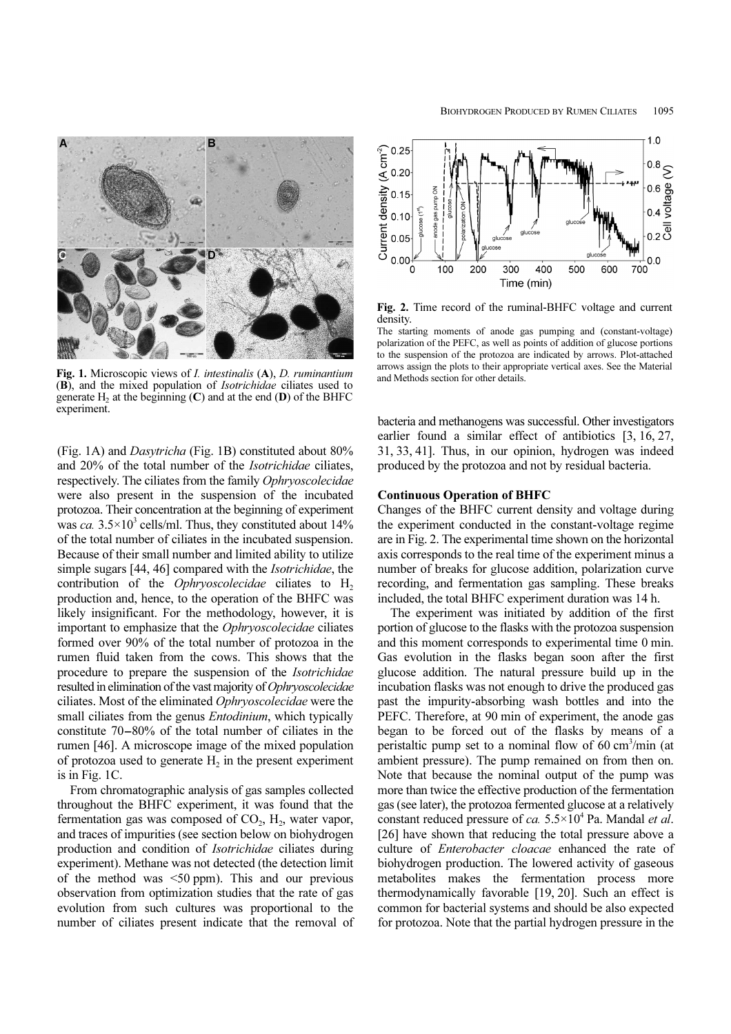**Fig. 1.** Microscopic views of *I. intestinalis* (**A**), *D. ruminantium* (**B**), and the mixed population of *Isotrichidae* ciliates used to generate $H_2$ at the beginning (**C**) and at the end (**D**) of the BHFC experiment.

**Fig. 2.** Time record of the ruminal-BHFC voltage and current density.

The starting moments of anode gas pumping and (constant-voltage) polarization of the PEFC, as well as points of addition of glucose portions to the suspension of the protozoa are indicated by arrows. Plot-attached arrows assign the plots to their appropriate vertical axes. See the Material and Methods section for other details.

(Fig. 1A) and *Dasytricha* (Fig. 1B) constituted about 80% and 20% of the total number of the *Isotrichidae* ciliates, respectively. The ciliates from the family *Ophryoscolecidae* were also present in the suspension of the incubated protozoa. Their concentration at the beginning of experiment was *ca.* $3.5\times10^3$ cells/ml. Thus, they constituted about 14% of the total number of ciliates in the incubated suspension. Because of their small number and limited ability to utilize simple sugars [44, 46] compared with the *Isotrichidae*, the contribution of the *Ophryoscolecidae* ciliates to $H_2$ production and, hence, to the operation of the BHFC was likely insignificant. For the methodology, however, it is important to emphasize that the *Ophryoscolecidae* ciliates formed over 90% of the total number of protozoa in the rumen fluid taken from the cows. This shows that the procedure to prepare the suspension of the *Isotrichidae* resulted in elimination of the vast majority of *Ophryoscolecidae* ciliates. Most of the eliminated *Ophryoscolecidae* were the small ciliates from the genus *Entodinium*, which typically constitute 70–80% of the total number of ciliates in the rumen [46]. A microscope image of the mixed population of protozoa used to generate $H_2$ in the present experiment is in Fig. 1C.

From chromatographic analysis of gas samples collected throughout the BHFC experiment, it was found that the fermentation gas was composed of $CO_2$, $H_2$, water vapor, and traces of impurities (see section below on biohydrogen production and condition of *Isotrichidae* ciliates during experiment). Methane was not detected (the detection limit of the method was <50 ppm). This and our previous observation from optimization studies that the rate of gas evolution from such cultures was proportional to the number of ciliates present indicate that the removal of bacteria and methanogens was successful. Other investigators earlier found a similar effect of antibiotics [3, 16, 27, 31, 33, 41]. Thus, in our opinion, hydrogen was indeed produced by the protozoa and not by residual bacteria.

### Continuous Operation of BHFC

Changes of the BHFC current density and voltage during the experiment conducted in the constant-voltage regime are in Fig. 2. The experimental time shown on the horizontal axis corresponds to the real time of the experiment minus a number of breaks for glucose addition, polarization curve recording, and fermentation gas sampling. These breaks included, the total BHFC experiment duration was 14 h.

The experiment was initiated by addition of the first portion of glucose to the flasks with the protozoa suspension and this moment corresponds to experimental time 0 min. Gas evolution in the flasks began soon after the first glucose addition. The natural pressure build up in the incubation flasks was not enough to drive the produced gas past the impurity-absorbing wash bottles and into the PEFC. Therefore, at 90 min of experiment, the anode gas began to be forced out of the flasks by means of a peristaltic pump set to a nominal flow of 60 $cm^3$/min (at ambient pressure). The pump remained on from then on. Note that because the nominal output of the pump was more than twice the effective production of the fermentation gas (see later), the protozoa fermented glucose at a relatively constant reduced pressure of *ca.* $5.5\times10^4$ Pa. Mandal *et al.* [26] have shown that reducing the total pressure above a culture of *Enterobacter cloacae* enhanced the rate of biohydrogen production. The lowered activity of gaseous metabolites makes the fermentation process more thermodynamically favorable [19, 20]. Such an effect is common for bacterial systems and should be also expected for protozoa. Note that the partial hydrogen pressure in the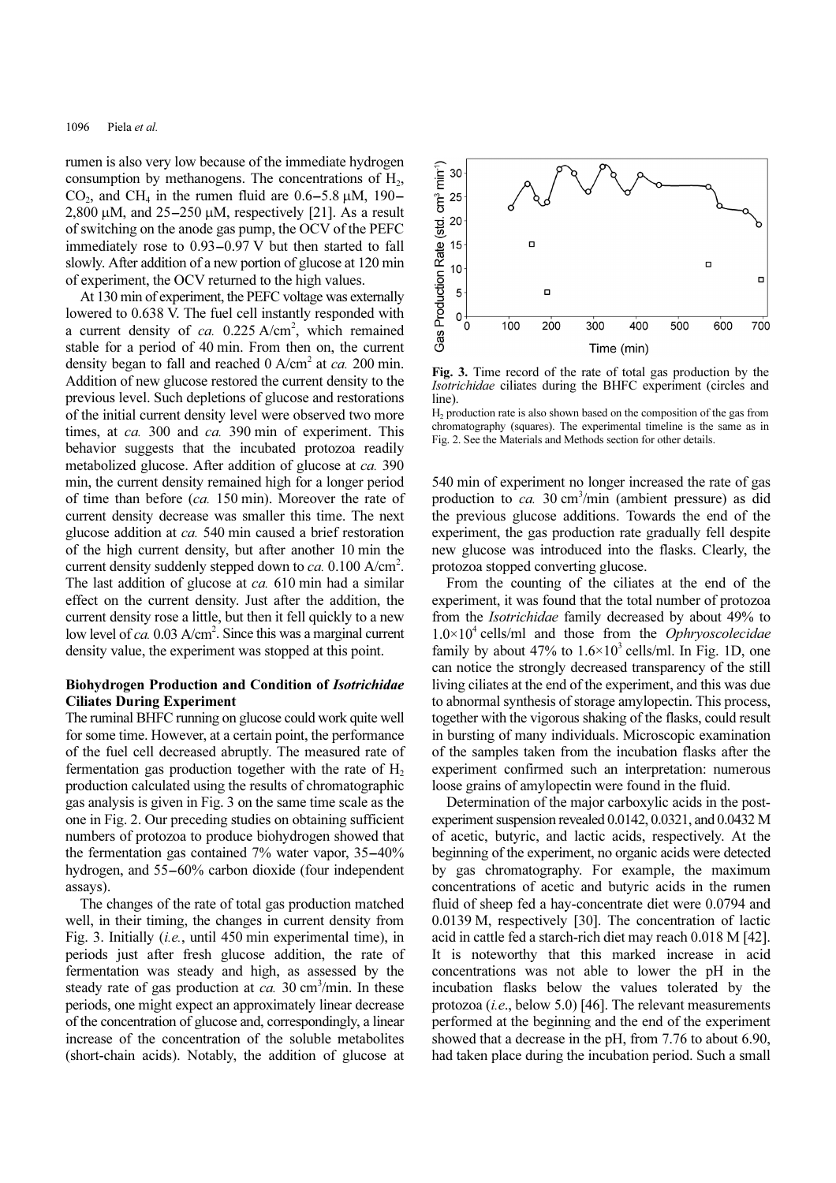rumen is also very low because of the immediate hydrogen consumption by methanogens. The concentrations of $H_2$, $CO_2$, and $CH_4$ in the rumen fluid are 0.6–5.8 μM, 190–2,800 μM, and 25–250 μM, respectively [21]. As a result of switching on the anode gas pump, the OCV of the PEFC immediately rose to 0.93–0.97 V but then started to fall slowly. After addition of a new portion of glucose at 120 min of experiment, the OCV returned to the high values.

At 130 min of experiment, the PEFC voltage was externally lowered to 0.638 V. The fuel cell instantly responded with a current density of *ca.* 0.225 A/cm$^2$, which remained stable for a period of 40 min. From then on, the current density began to fall and reached 0 A/cm$^2$ at *ca.* 200 min. Addition of new glucose restored the current density to the previous level. Such depletions of glucose and restorations of the initial current density level were observed two more times, at *ca.* 300 and *ca.* 390 min of experiment. This behavior suggests that the incubated protozoa readily metabolized glucose. After addition of glucose at *ca.* 390 min, the current density remained high for a longer period of time than before (*ca.* 150 min). Moreover the rate of current density decrease was smaller this time. The next glucose addition at *ca.* 540 min caused a brief restoration of the high current density, but after another 10 min the current density suddenly stepped down to *ca.* 0.100 A/cm$^2$. The last addition of glucose at *ca.* 610 min had a similar effect on the current density. Just after the addition, the current density rose a little, but then it fell quickly to a new low level of *ca.* 0.03 A/cm$^2$. Since this was a marginal current density value, the experiment was stopped at this point.

### Biohydrogen Production and Condition of *Isotrichidae* Ciliates During Experiment

The ruminal BHFC running on glucose could work quite well for some time. However, at a certain point, the performance of the fuel cell decreased abruptly. The measured rate of fermentation gas production together with the rate of $H_2$ production calculated using the results of chromatographic gas analysis is given in Fig. 3 on the same time scale as the one in Fig. 2. Our preceding studies on obtaining sufficient numbers of protozoa to produce biohydrogen showed that the fermentation gas contained 7% water vapor, 35–40% hydrogen, and 55–60% carbon dioxide (four independent assays).

The changes of the rate of total gas production matched well, in their timing, the changes in current density from Fig. 3. Initially (*i.e.*, until 450 min experimental time), in periods just after fresh glucose addition, the rate of fermentation was steady and high, as assessed by the steady rate of gas production at *ca.* 30 cm$^3$/min. In these periods, one might expect an approximately linear decrease of the concentration of glucose and, correspondingly, a linear increase of the concentration of the soluble metabolites (short-chain acids). Notably, the addition of glucose at 540 min of experiment no longer increased the rate of gas production to *ca.* 30 cm$^3$/min (ambient pressure) as did the previous glucose additions. Towards the end of the experiment, the gas production rate gradually fell despite new glucose was introduced into the flasks. Clearly, the protozoa stopped converting glucose.

**Fig. 3.** Time record of the rate of total gas production by the *Isotrichidae* ciliates during the BHFC experiment (circles and line).
$H_2$ production rate is also shown based on the composition of the gas from chromatography (squares). The experimental timeline is the same as in Fig. 2. See the Materials and Methods section for other details.

From the counting of the ciliates at the end of the experiment, it was found that the total number of protozoa from the *Isotrichidae* family decreased by about 49% to $1.0\times10^4$ cells/ml and those from the *Ophryoscolecidae* family by about 47% to $1.6\times10^3$ cells/ml. In Fig. 1D, one can notice the strongly decreased transparency of the still living ciliates at the end of the experiment, and this was due to abnormal synthesis of storage amylopectin. This process, together with the vigorous shaking of the flasks, could result in bursting of many individuals. Microscopic examination of the samples taken from the incubation flasks after the experiment confirmed such an interpretation: numerous loose grains of amylopectin were found in the fluid.

Determination of the major carboxylic acids in the post-experiment suspension revealed 0.0142, 0.0321, and 0.0432 M of acetic, butyric, and lactic acids, respectively. At the beginning of the experiment, no organic acids were detected by gas chromatography. For example, the maximum concentrations of acetic and butyric acids in the rumen fluid of sheep fed a hay-concentrate diet were 0.0794 and 0.0139 M, respectively [30]. The concentration of lactic acid in cattle fed a starch-rich diet may reach 0.018 M [42]. It is noteworthy that this marked increase in acid concentrations was not able to lower the pH in the incubation flasks below the values tolerated by the protozoa (*i.e*., below 5.0) [46]. The relevant measurements performed at the beginning and the end of the experiment showed that a decrease in the pH, from 7.76 to about 6.90, had taken place during the incubation period. Such a small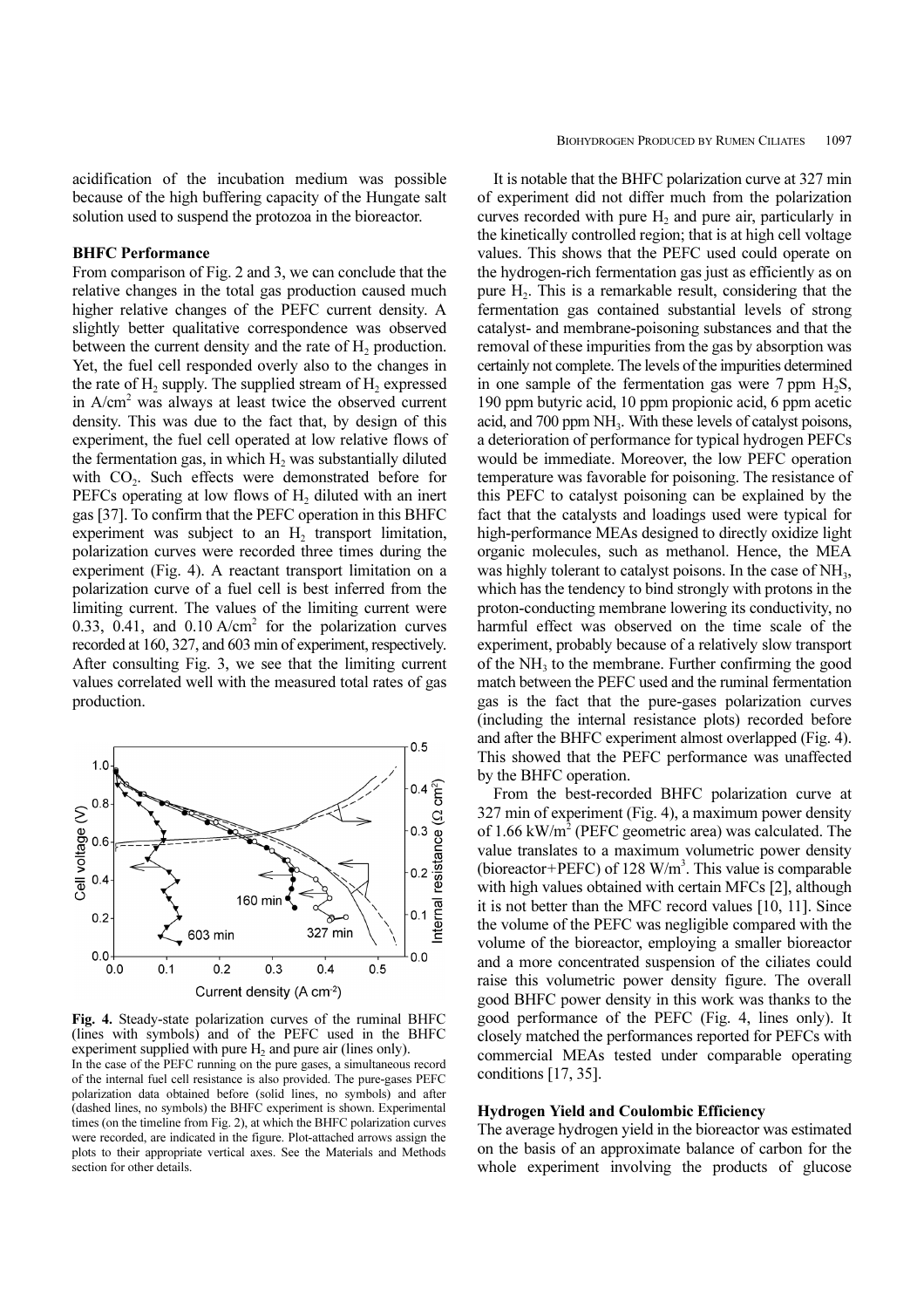acidification of the incubation medium was possible because of the high buffering capacity of the Hungate salt solution used to suspend the protozoa in the bioreactor.

## BHFC Performance

From comparison of Fig. 2 and 3, we can conclude that the relative changes in the total gas production caused much higher relative changes of the PEFC current density. A slightly better qualitative correspondence was observed between the current density and the rate of $H_2$ production. Yet, the fuel cell responded overly also to the changes in the rate of $H_2$ supply. The supplied stream of $H_2$ expressed in A/cm$^2$ was always at least twice the observed current density. This was due to the fact that, by design of this experiment, the fuel cell operated at low relative flows of the fermentation gas, in which $H_2$ was substantially diluted with $CO_2$. Such effects were demonstrated before for PEFCs operating at low flows of $H_2$ diluted with an inert gas [37]. To confirm that the PEFC operation in this BHFC experiment was subject to an $H_2$ transport limitation, polarization curves were recorded three times during the experiment (Fig. 4). A reactant transport limitation on a polarization curve of a fuel cell is best inferred from the limiting current. The values of the limiting current were 0.33, 0.41, and 0.10 A/cm$^2$ for the polarization curves recorded at 160, 327, and 603 min of experiment, respectively. After consulting Fig. 3, we see that the limiting current values correlated well with the measured total rates of gas production.

**Fig. 4.** Steady-state polarization curves of the ruminal BHFC (lines with symbols) and of the PEFC used in the BHFC experiment supplied with pure $H_2$ and pure air (lines only).
In the case of the PEFC running on the pure gases, a simultaneous record of the internal fuel cell resistance is also provided. The pure-gases PEFC polarization data obtained before (solid lines, no symbols) and after (dashed lines, no symbols) the BHFC experiment is shown. Experimental times (on the timeline from Fig. 2), at which the BHFC polarization curves were recorded, are indicated in the figure. Plot-attached arrows assign the plots to their appropriate vertical axes. See the Materials and Methods section for other details.

It is notable that the BHFC polarization curve at 327 min of experiment did not differ much from the polarization curves recorded with pure $H_2$ and pure air, particularly in the kinetically controlled region; that is at high cell voltage values. This shows that the PEFC used could operate on the hydrogen-rich fermentation gas just as efficiently as on pure $H_2$. This is a remarkable result, considering that the fermentation gas contained substantial levels of strong catalyst- and membrane-poisoning substances and that the removal of these impurities from the gas by absorption was certainly not complete. The levels of the impurities determined in one sample of the fermentation gas were 7 ppm $H_2S$, 190 ppm butyric acid, 10 ppm propionic acid, 6 ppm acetic acid, and 700 ppm $NH_3$. With these levels of catalyst poisons, a deterioration of performance for typical hydrogen PEFCs would be immediate. Moreover, the low PEFC operation temperature was favorable for poisoning. The resistance of this PEFC to catalyst poisoning can be explained by the fact that the catalysts and loadings used were typical for high-performance MEAs designed to directly oxidize light organic molecules, such as methanol. Hence, the MEA was highly tolerant to catalyst poisons. In the case of $NH_3$, which has the tendency to bind strongly with protons in the proton-conducting membrane lowering its conductivity, no harmful effect was observed on the time scale of the experiment, probably because of a relatively slow transport of the $NH_3$ to the membrane. Further confirming the good match between the PEFC used and the ruminal fermentation gas is the fact that the pure-gases polarization curves (including the internal resistance plots) recorded before and after the BHFC experiment almost overlapped (Fig. 4). This showed that the PEFC performance was unaffected by the BHFC operation.

From the best-recorded BHFC polarization curve at 327 min of experiment (Fig. 4), a maximum power density of 1.66 kW/m$^2$ (PEFC geometric area) was calculated. The value translates to a maximum volumetric power density (bioreactor+PEFC) of 128 W/m$^3$. This value is comparable with high values obtained with certain MFCs [2], although it is not better than the MFC record values [10, 11]. Since the volume of the PEFC was negligible compared with the volume of the bioreactor, employing a smaller bioreactor and a more concentrated suspension of the ciliates could raise this volumetric power density figure. The overall good BHFC power density in this work was thanks to the good performance of the PEFC (Fig. 4, lines only). It closely matched the performances reported for PEFCs with commercial MEAs tested under comparable operating conditions [17, 35].

## Hydrogen Yield and Coulombic Efficiency

The average hydrogen yield in the bioreactor was estimated on the basis of an approximate balance of carbon for the whole experiment involving the products of glucose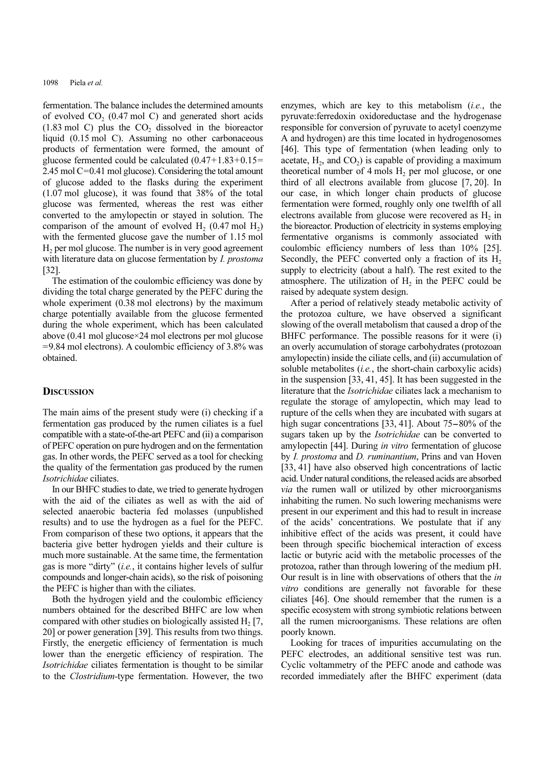fermentation. The balance includes the determined amounts of evolved $CO_2$ (0.47 mol C) and generated short acids (1.83 mol C) plus the $CO_2$ dissolved in the bioreactor liquid (0.15 mol C). Assuming no other carbonaceous products of fermentation were formed, the amount of glucose fermented could be calculated (0.47+1.83+0.15= 2.45 mol C=0.41 mol glucose). Considering the total amount of glucose added to the flasks during the experiment (1.07 mol glucose), it was found that 38% of the total glucose was fermented, whereas the rest was either converted to the amylopectin or stayed in solution. The comparison of the amount of evolved $H_2$ (0.47 mol $H_2$) with the fermented glucose gave the number of 1.15 mol $H_2$ per mol glucose. The number is in very good agreement with literature data on glucose fermentation by *I. prostoma* [32].

The estimation of the coulombic efficiency was done by dividing the total charge generated by the PEFC during the whole experiment (0.38 mol electrons) by the maximum charge potentially available from the glucose fermented during the whole experiment, which has been calculated above (0.41 mol glucose×24 mol electrons per mol glucose =9.84 mol electrons). A coulombic efficiency of 3.8% was obtained.

## Discussion

The main aims of the present study were (i) checking if a fermentation gas produced by the rumen ciliates is a fuel compatible with a state-of-the-art PEFC and (ii) a comparison of PEFC operation on pure hydrogen and on the fermentation gas. In other words, the PEFC served as a tool for checking the quality of the fermentation gas produced by the rumen *Isotrichidae* ciliates.

In our BHFC studies to date, we tried to generate hydrogen with the aid of the ciliates as well as with the aid of selected anaerobic bacteria fed molasses (unpublished results) and to use the hydrogen as a fuel for the PEFC. From comparison of these two options, it appears that the bacteria give better hydrogen yields and their culture is much more sustainable. At the same time, the fermentation gas is more "dirty" (*i.e.*, it contains higher levels of sulfur compounds and longer-chain acids), so the risk of poisoning the PEFC is higher than with the ciliates.

Both the hydrogen yield and the coulombic efficiency numbers obtained for the described BHFC are low when compared with other studies on biologically assisted $H_2$ [7, 20] or power generation [39]. This results from two things. Firstly, the energetic efficiency of fermentation is much lower than the energetic efficiency of respiration. The *Isotrichidae* ciliates fermentation is thought to be similar to the *Clostridium*-type fermentation. However, the two enzymes, which are key to this metabolism (*i.e.*, the pyruvate:ferredoxin oxidoreductase and the hydrogenase responsible for conversion of pyruvate to acetyl coenzyme A and hydrogen) are this time located in hydrogenosomes [46]. This type of fermentation (when leading only to acetate, $H_2$, and $CO_2$) is capable of providing a maximum theoretical number of 4 mols $H_2$ per mol glucose, or one third of all electrons available from glucose [7, 20]. In our case, in which longer chain products of glucose fermentation were formed, roughly only one twelfth of all electrons available from glucose were recovered as $H_2$ in the bioreactor. Production of electricity in systems employing fermentative organisms is commonly associated with coulombic efficiency numbers of less than 10% [25]. Secondly, the PEFC converted only a fraction of its $H_2$ supply to electricity (about a half). The rest exited to the atmosphere. The utilization of $H_2$ in the PEFC could be raised by adequate system design.

After a period of relatively steady metabolic activity of the protozoa culture, we have observed a significant slowing of the overall metabolism that caused a drop of the BHFC performance. The possible reasons for it were (i) an overly accumulation of storage carbohydrates (protozoan amylopectin) inside the ciliate cells, and (ii) accumulation of soluble metabolites (*i.e.*, the short-chain carboxylic acids) in the suspension [33, 41, 45]. It has been suggested in the literature that the *Isotrichidae* ciliates lack a mechanism to regulate the storage of amylopectin, which may lead to rupture of the cells when they are incubated with sugars at high sugar concentrations [33, 41]. About 75–80% of the sugars taken up by the *Isotrichidae* can be converted to amylopectin [44]. During *in vitro* fermentation of glucose by *I. prostoma* and *D. ruminantium*, Prins and van Hoven [33, 41] have also observed high concentrations of lactic acid. Under natural conditions, the released acids are absorbed *via* the rumen wall or utilized by other microorganisms inhabiting the rumen. No such lowering mechanisms were present in our experiment and this had to result in increase of the acids' concentrations. We postulate that if any inhibitive effect of the acids was present, it could have been through specific biochemical interaction of excess lactic or butyric acid with the metabolic processes of the protozoa, rather than through lowering of the medium pH. Our result is in line with observations of others that the *in vitro* conditions are generally not favorable for these ciliates [46]. One should remember that the rumen is a specific ecosystem with strong symbiotic relations between all the rumen microorganisms. These relations are often poorly known.

Looking for traces of impurities accumulating on the PEFC electrodes, an additional sensitive test was run. Cyclic voltammetry of the PEFC anode and cathode was recorded immediately after the BHFC experiment (data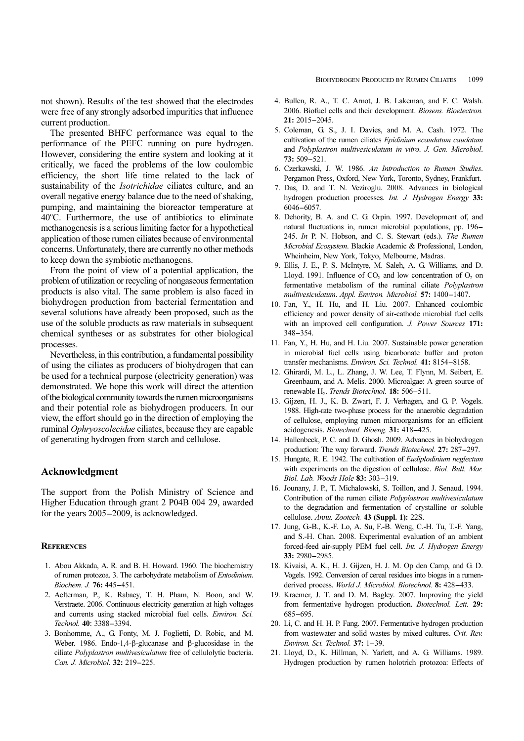not shown). Results of the test showed that the electrodes were free of any strongly adsorbed impurities that influence current production.

The presented BHFC performance was equal to the performance of the PEFC running on pure hydrogen. However, considering the entire system and looking at it critically, we faced the problems of the low coulombic efficiency, the short life time related to the lack of sustainability of the *Isotrichidae* ciliates culture, and an overall negative energy balance due to the need of shaking, pumping, and maintaining the bioreactor temperature at 40ºC. Furthermore, the use of antibiotics to eliminate methanogenesis is a serious limiting factor for a hypothetical application of those rumen ciliates because of environmental concerns. Unfortunately, there are currently no other methods to keep down the symbiotic methanogens.

From the point of view of a potential application, the problem of utilization or recycling of nongaseous fermentation products is also vital. The same problem is also faced in biohydrogen production from bacterial fermentation and several solutions have already been proposed, such as the use of the soluble products as raw materials in subsequent chemical syntheses or as substrates for other biological processes.

Nevertheless, in this contribution, a fundamental possibility of using the ciliates as producers of biohydrogen that can be used for a technical purpose (electricity generation) was demonstrated. We hope this work will direct the attention of the biological community towards the rumen microorganisms and their potential role as biohydrogen producers. In our view, the effort should go in the direction of employing the ruminal *Ophryoscolecidae* ciliates, because they are capable of generating hydrogen from starch and cellulose.

## Acknowledgment

The support from the Polish Ministry of Science and Higher Education through grant 2 P04B 004 29, awarded for the years 2005–2009, is acknowledged.

## References

1. Abou Akkada, A. R. and B. H. Howard. 1960. The biochemistry of rumen protozoa. 3. The carbohydrate metabolism of *Entodinium*. *Biochem. J.* **76:** 445–451.
2. Aelterman, P., K. Rabaey, T. H. Pham, N. Boon, and W. Verstraete. 2006. Continuous electricity generation at high voltages and currents using stacked microbial fuel cells. *Environ. Sci. Technol.* **40**: 3388–3394.
3. Bonhomme, A., G. Fonty, M. J. Foglietti, D. Robic, and M. Weber. 1986. Endo-1,4-β-glucanase and β-glucosidase in the ciliate *Polyplastron multivesiculatum* free of cellulolytic bacteria. *Can. J. Microbiol*. **32:** 219–225.
4. Bullen, R. A., T. C. Arnot, J. B. Lakeman, and F. C. Walsh. 2006. Biofuel cells and their development. *Biosens. Bioelectron.* **21:** 2015–2045.
5. Coleman, G. S., J. I. Davies, and M. A. Cash. 1972. The cultivation of the rumen ciliates *Epidinium ecaudatum caudatum* and *Polyplastron multivesiculatum in vitro*. *J. Gen. Microbiol*. **73:** 509–521.
6. Czerkawski, J. W. 1986. *An Introduction to Rumen Studies*. Pergamon Press, Oxford, New York, Toronto, Sydney, Frankfurt.
7. Das, D. and T. N. Veziroglu. 2008. Advances in biological hydrogen production processes. *Int. J. Hydrogen Energy* **33:** 6046–6057.
8. Dehority, B. A. and C. G. Orpin. 1997. Development of, and natural fluctuations in, rumen microbial populations, pp. 196–245. *In* P. N. Hobson, and C. S. Stewart (eds.). *The Rumen Microbial Ecosystem*. Blackie Academic & Professional, London, Wheinheim, New York, Tokyo, Melbourne, Madras.
9. Ellis, J. E., P. S. McIntyre, M. Saleh, A. G. Williams, and D. Lloyd. 1991. Influence of $CO_2$ and low concentration of $O_2$ on fermentative metabolism of the ruminal ciliate *Polyplastron multivesiculatum*. *Appl. Environ. Microbiol.* **57:** 1400–1407.
10. Fan, Y., H. Hu, and H. Liu. 2007. Enhanced coulombic efficiency and power density of air-cathode microbial fuel cells with an improved cell configuration. *J. Power Sources* **171:** 348–354.
11. Fan, Y., H. Hu, and H. Liu. 2007. Sustainable power generation in microbial fuel cells using bicarbonate buffer and proton transfer mechanisms. *Environ. Sci. Technol.* **41:** 8154–8158.
12. Ghirardi, M. L., L. Zhang, J. W. Lee, T. Flynn, M. Seibert, E. Greenbaum, and A. Melis. 2000. Microalgae: A green source of renewable $H_2$. *Trends Biotechnol.* **18:** 506–511.
13. Gijzen, H. J., K. B. Zwart, F. J. Verhagen, and G. P. Vogels. 1988. High-rate two-phase process for the anaerobic degradation of cellulose, employing rumen microorganisms for an efficient acidogenesis. *Biotechnol. Bioeng.* **31:** 418–425.
14. Hallenbeck, P. C. and D. Ghosh. 2009. Advances in biohydrogen production: The way forward. *Trends Biotechnol.* **27:** 287–297.
15. Hungate, R. E. 1942. The cultivation of *Eudiplodinium neglectum* with experiments on the digestion of cellulose. *Biol. Bull. Mar. Biol. Lab. Woods Hole* **83:** 303–319.
16. Jounany, J. P., T. Michalowski, S. Toillon, and J. Senaud. 1994. Contribution of the rumen ciliate *Polyplastron multivesiculatum* to the degradation and fermentation of crystalline or soluble cellulose. *Annu. Zootech.* **43 (Suppl. 1):** 22S.
17. Jung, G.-B., K.-F. Lo, A. Su, F.-B. Weng, C.-H. Tu, T.-F. Yang, and S.-H. Chan. 2008. Experimental evaluation of an ambient forced-feed air-supply PEM fuel cell. *Int. J. Hydrogen Energy* **33:** 2980–2985.
18. Kivaisi, A. K., H. J. Gijzen, H. J. M. Op den Camp, and G. D. Vogels. 1992. Conversion of cereal residues into biogas in a rumen-derived process. *World J. Microbiol. Biotechnol.* **8:** 428–433.
19. Kraemer, J. T. and D. M. Bagley. 2007. Improving the yield from fermentative hydrogen production. *Biotechnol. Lett.* **29:** 685–695.
20. Li, C. and H. H. P. Fang. 2007. Fermentative hydrogen production from wastewater and solid wastes by mixed cultures. *Crit. Rev. Environ. Sci. Technol.* **37:** 1–39.
21. Lloyd, D., K. Hillman, N. Yarlett, and A. G. Williams. 1989. Hydrogen production by rumen holotrich protozoa: Effects of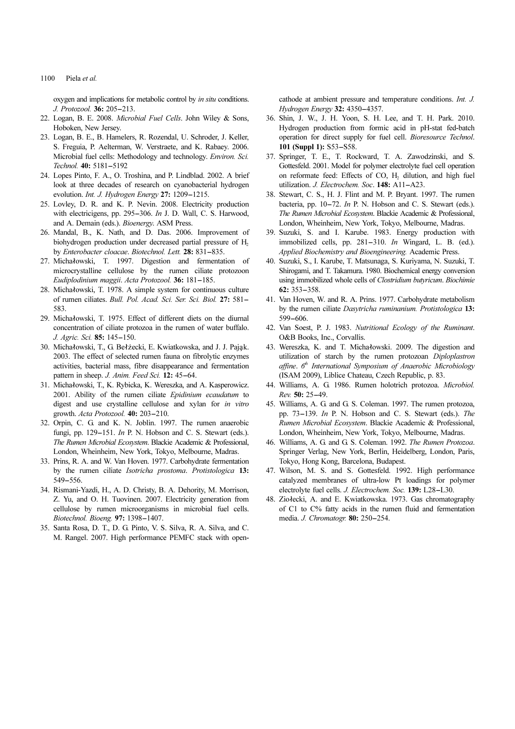oxygen and implications for metabolic control by *in situ* conditions. *J. Protozool.* **36:** 205–213.

22. Logan, B. E. 2008. *Microbial Fuel Cells*. John Wiley & Sons, Hoboken, New Jersey.
23. Logan, B. E., B. Hamelers, R. Rozendal, U. Schroder, J. Keller, S. Freguia, P. Aelterman, W. Verstraete, and K. Rabaey. 2006. Microbial fuel cells: Methodology and technology. *Environ. Sci. Technol.* **40:** 5181–5192
24. Lopes Pinto, F. A., O. Troshina, and P. Lindblad. 2002. A brief look at three decades of research on cyanobacterial hydrogen evolution. *Int. J. Hydrogen Energy* **27:** 1209–1215.
25. Lovley, D. R. and K. P. Nevin. 2008. Electricity production with electricigens, pp. 295–306. *In* J. D. Wall, C. S. Harwood, and A. Demain (eds.). *Bioenergy*. ASM Press.
26. Mandal, B., K. Nath, and D. Das. 2006. Improvement of biohydrogen production under decreased partial pressure of $H_2$ by *Enterobacter cloacae*. *Biotechnol. Lett.* **28:** 831–835.
27. Michałowski, T. 1997. Digestion and fermentation of microcrystalline cellulose by the rumen ciliate protozoon *Eudiplodinium maggii*. *Acta Protozool.* **36:** 181–185.
28. Michałowski, T. 1978. A simple system for continuous culture of rumen ciliates. *Bull. Pol. Acad. Sci. Ser. Sci. Biol.* **27:** 581–583.
29. Michałowski, T. 1975. Effect of different diets on the diurnal concentration of ciliate protozoa in the rumen of water buffalo. *J. Agric. Sci.* **85:** 145–150.
30. Michałowski, T., G. Bełżecki, E. Kwiatkowska, and J. J. Pająk. 2003. The effect of selected rumen fauna on fibrolytic enzymes activities, bacterial mass, fibre disappearance and fermentation pattern in sheep. *J. Anim. Feed Sci.* **12:** 45–64.
31. Michałowski, T., K. Rybicka, K. Wereszka, and A. Kasperowicz. 2001. Ability of the rumen ciliate *Epidinium ecaudatum* to digest and use crystalline cellulose and xylan for *in vitro* growth. *Acta Protozool.* **40:** 203–210.
32. Orpin, C. G. and K. N. Joblin. 1997. The rumen anaerobic fungi, pp. 129–151. *In* P. N. Hobson and C. S. Stewart (eds.). *The Rumen Microbial Ecosystem*. Blackie Academic & Professional, London, Wheinheim, New York, Tokyo, Melbourne, Madras.
33. Prins, R. A. and W. Van Hoven. 1977. Carbohydrate fermentation by the rumen ciliate *Isotricha prostoma*. *Protistologica* **13:** 549–556.
34. Rismani-Yazdi, H., A. D. Christy, B. A. Dehority, M. Morrison, Z. Yu, and O. H. Tuovinen. 2007. Electricity generation from cellulose by rumen microorganisms in microbial fuel cells. *Biotechnol. Bioeng.* **97:** 1398–1407.
35. Santa Rosa, D. T., D. G. Pinto, V. S. Silva, R. A. Silva, and C. M. Rangel. 2007. High performance PEMFC stack with open-cathode at ambient pressure and temperature conditions. *Int. J. Hydrogen Energy* **32:** 4350–4357.
36. Shin, J. W., J. H. Yoon, S. H. Lee, and T. H. Park. 2010. Hydrogen production from formic acid in pH-stat fed-batch operation for direct supply for fuel cell. *Bioresource Technol*. **101 (Suppl 1):** S53–S58.
37. Springer, T. E., T. Rockward, T. A. Zawodzinski, and S. Gottesfeld. 2001. Model for polymer electrolyte fuel cell operation on reformate feed: Effects of CO, $H_2$ dilution, and high fuel utilization. *J. Electrochem. Soc*. **148:** A11–A23.
38. Stewart, C. S., H. J. Flint and M. P. Bryant. 1997. The rumen bacteria, pp. 10–72. *In* P. N. Hobson and C. S. Stewart (eds.). *The Rumen Microbial Ecosystem*. Blackie Academic & Professional, London, Wheinheim, New York, Tokyo, Melbourne, Madras.
39. Suzuki, S. and I. Karube. 1983. Energy production with immobilized cells, pp. 281–310. *In* Wingard, L. B. (ed.). *Applied Biochemistry and Bioengineering.* Academic Press.
40. Suzuki, S., I. Karube, T. Matsunaga, S. Kuriyama, N. Suzuki, T. Shirogami, and T. Takamura. 1980. Biochemical energy conversion using immobilized whole cells of *Clostridium butyricum*. *Biochimie* **62:** 353–358.
41. Van Hoven, W. and R. A. Prins. 1977. Carbohydrate metabolism by the rumen ciliate *Dasytricha ruminanium. Protistologica* **13:** 599–606.
42. Van Soest, P. J. 1983. *Nutritional Ecology of the Ruminant*. O&B Books, Inc., Corvallis.
43. Wereszka, K. and T. Michałowski. 2009. The digestion and utilization of starch by the rumen protozoan *Diploplastron affine*. *6th International Symposium of Anaerobic Microbiology* (ISAM 2009), Liblice Chateau, Czech Republic, p. 83.
44. Williams, A. G. 1986. Rumen holotrich protozoa. *Microbiol. Rev.* **50:** 25–49.
45. Williams, A. G. and G. S. Coleman. 1997. The rumen protozoa, pp. 73–139. *In* P. N. Hobson and C. S. Stewart (eds.). *The Rumen Microbial Ecosystem*. Blackie Academic & Professional, London, Wheinheim, New York, Tokyo, Melbourne, Madras.
46. Williams, A. G. and G. S. Coleman. 1992. *The Rumen Protozoa*. Springer Verlag, New York, Berlin, Heidelberg, London, Paris, Tokyo, Hong Kong, Barcelona, Budapest.
47. Wilson, M. S. and S. Gottesfeld. 1992. High performance catalyzed membranes of ultra-low Pt loadings for polymer electrolyte fuel cells. *J. Electrochem. Soc.* **139:** L28–L30.
48. Ziołecki, A. and E. Kwiatkowska. 1973. Gas chromatography of C1 to C% fatty acids in the rumen fluid and fermentation media. *J. Chromatogr.* **80:** 250–254.